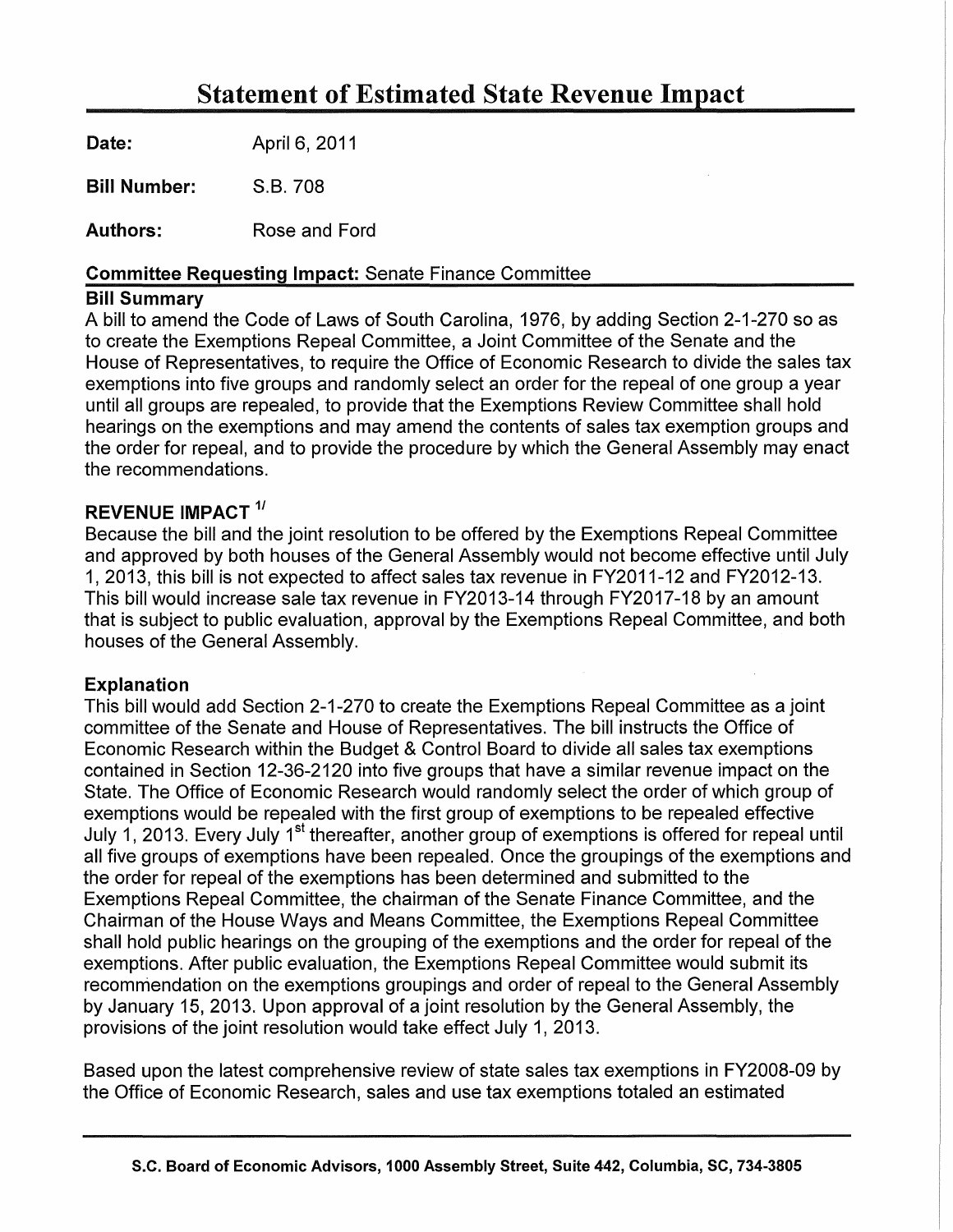# Statement of Estimated State Revenue Impact

**Date:** April 6, 2011

**Bill Number:** S.B. 708

**Authors:** Rose and Ford

**Committee Requesting Impact:** Senate Finance Committee

**Bill Summary**

A bill to amend the Code of Laws of South Carolina, 1976, by adding Section 2-1-270 so as to create the Exemptions Repeal Committee, a Joint Committee of the Senate and the House of Representatives, to require the Office of Economic Research to divide the sales tax exemptions into five groups and randomly select an order for the repeal of one group a year until all groups are repealed, to provide that the Exemptions Review Committee shall hold hearings on the exemptions and may amend the contents of sales tax exemption groups and the order for repeal, and to provide the procedure by which the General Assembly may enact the recommendations.

## REVENUE IMPACT [1/]

Because the bill and the joint resolution to be offered by the Exemptions Repeal Committee and approved by both houses of the General Assembly would not become effective until July 1, 2013, this bill is not expected to affect sales tax revenue in FY2011-12 and FY2012-13. This bill would increase sale tax revenue in FY2013-14 through FY2017-18 by an amount that is subject to public evaluation, approval by the Exemptions Repeal Committee, and both houses of the General Assembly.

## Explanation

This bill would add Section 2-1-270 to create the Exemptions Repeal Committee as a joint committee of the Senate and House of Representatives. The bill instructs the Office of Economic Research within the Budget & Control Board to divide all sales tax exemptions contained in Section 12-36-2120 into five groups that have a similar revenue impact on the State. The Office of Economic Research would randomly select the order of which group of exemptions would be repealed with the first group of exemptions to be repealed effective July 1, 2013. Every July 1st thereafter, another group of exemptions is offered for repeal until all five groups of exemptions have been repealed. Once the groupings of the exemptions and the order for repeal of the exemptions has been determined and submitted to the Exemptions Repeal Committee, the chairman of the Senate Finance Committee, and the Chairman of the House Ways and Means Committee, the Exemptions Repeal Committee shall hold public hearings on the grouping of the exemptions and the order for repeal of the exemptions. After public evaluation, the Exemptions Repeal Committee would submit its recommendation on the exemptions groupings and order of repeal to the General Assembly by January 15, 2013. Upon approval of a joint resolution by the General Assembly, the provisions of the joint resolution would take effect July 1, 2013.

Based upon the latest comprehensive review of state sales tax exemptions in FY2008-09 by the Office of Economic Research, sales and use tax exemptions totaled an estimated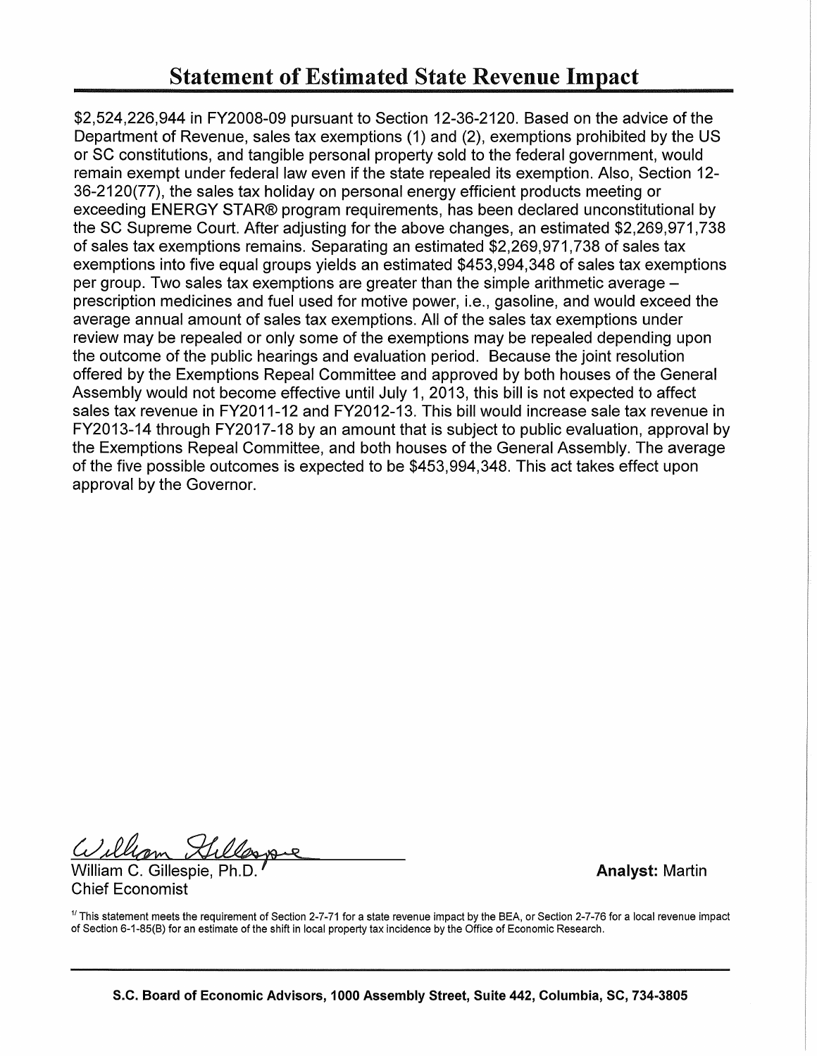# Statement of Estimated State Revenue Impact

$2,524,226,944 in FY2008-09 pursuant to Section 12-36-2120. Based on the advice of the Department of Revenue, sales tax exemptions (1) and (2), exemptions prohibited by the US or SC constitutions, and tangible personal property sold to the federal government, would remain exempt under federal law even if the state repealed its exemption. Also, Section 12-36-2120(77), the sales tax holiday on personal energy efficient products meeting or exceeding ENERGY STAR® program requirements, has been declared unconstitutional by the SC Supreme Court. After adjusting for the above changes, an estimated $2,269,971,738 of sales tax exemptions remains. Separating an estimated $2,269,971,738 of sales tax exemptions into five equal groups yields an estimated $453,994,348 of sales tax exemptions per group. Two sales tax exemptions are greater than the simple arithmetic average – prescription medicines and fuel used for motive power, i.e., gasoline, and would exceed the average annual amount of sales tax exemptions. All of the sales tax exemptions under review may be repealed or only some of the exemptions may be repealed depending upon the outcome of the public hearings and evaluation period. Because the joint resolution offered by the Exemptions Repeal Committee and approved by both houses of the General Assembly would not become effective until July 1, 2013, this bill is not expected to affect sales tax revenue in FY2011-12 and FY2012-13. This bill would increase sale tax revenue in FY2013-14 through FY2017-18 by an amount that is subject to public evaluation, approval by the Exemptions Repeal Committee, and both houses of the General Assembly. The average of the five possible outcomes is expected to be $453,994,348. This act takes effect upon approval by the Governor.

William C. Gillespie, Ph.D.
Chief Economist

**Analyst:** Martin

[1/] This statement meets the requirement of Section 2-7-71 for a state revenue impact by the BEA, or Section 2-7-76 for a local revenue impact of Section 6-1-85(B) for an estimate of the shift in local property tax incidence by the Office of Economic Research.

**S.C. Board of Economic Advisors, 1000 Assembly Street, Suite 442, Columbia, SC, 734-3805**